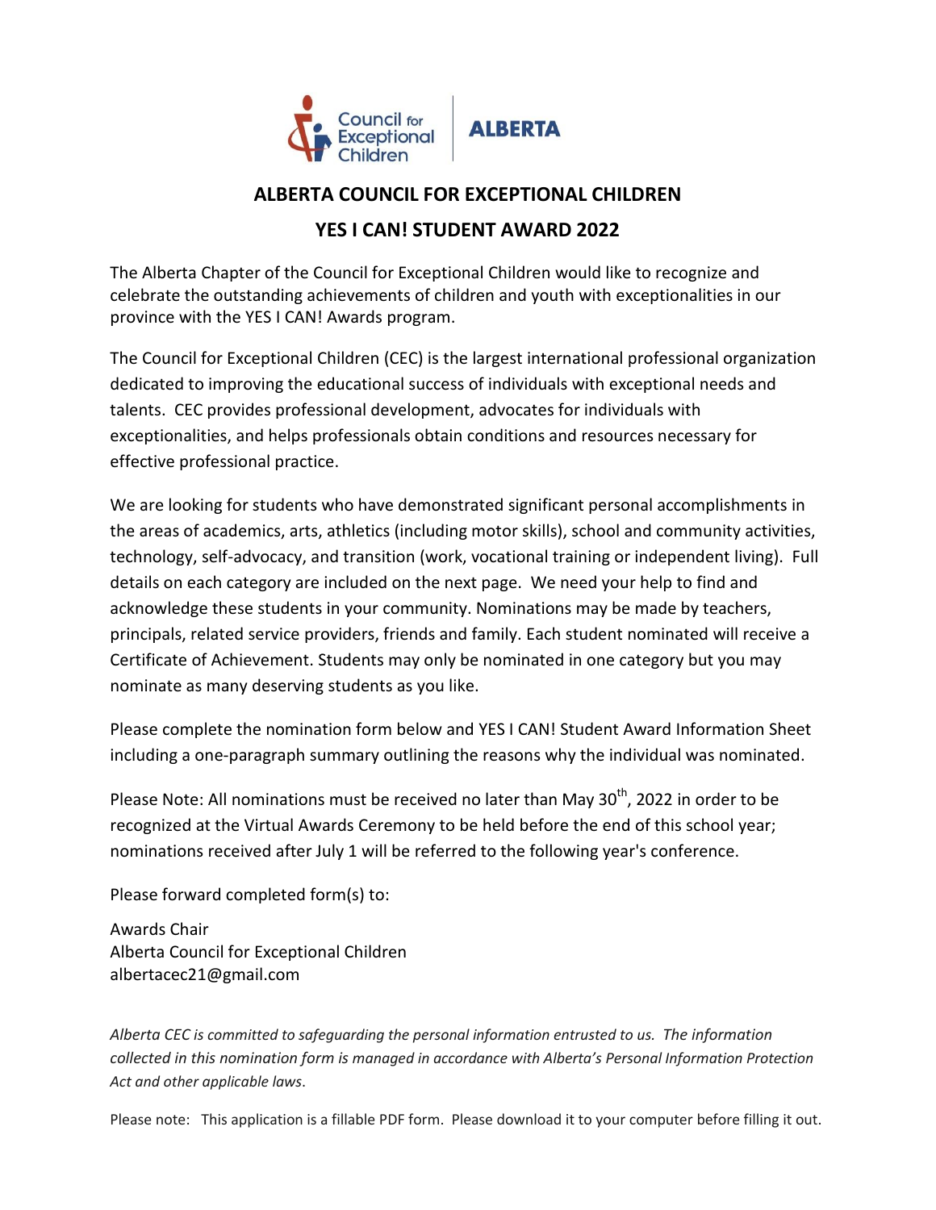Council for Exceptional Children | ALBERTA

# ALBERTA COUNCIL FOR EXCEPTIONAL CHILDREN

## YES I CAN! STUDENT AWARD 2022

The Alberta Chapter of the Council for Exceptional Children would like to recognize and celebrate the outstanding achievements of children and youth with exceptionalities in our province with the YES I CAN! Awards program.

The Council for Exceptional Children (CEC) is the largest international professional organization dedicated to improving the educational success of individuals with exceptional needs and talents. CEC provides professional development, advocates for individuals with exceptionalities, and helps professionals obtain conditions and resources necessary for effective professional practice.

We are looking for students who have demonstrated significant personal accomplishments in the areas of academics, arts, athletics (including motor skills), school and community activities, technology, self-advocacy, and transition (work, vocational training or independent living). Full details on each category are included on the next page. We need your help to find and acknowledge these students in your community. Nominations may be made by teachers, principals, related service providers, friends and family. Each student nominated will receive a Certificate of Achievement. Students may only be nominated in one category but you may nominate as many deserving students as you like.

Please complete the nomination form below and YES I CAN! Student Award Information Sheet including a one-paragraph summary outlining the reasons why the individual was nominated.

Please Note: All nominations must be received no later than May 30th, 2022 in order to be recognized at the Virtual Awards Ceremony to be held before the end of this school year; nominations received after July 1 will be referred to the following year's conference.

Please forward completed form(s) to:

Awards Chair
Alberta Council for Exceptional Children
albertacec21@gmail.com

*Alberta CEC is committed to safeguarding the personal information entrusted to us. The information collected in this nomination form is managed in accordance with Alberta's Personal Information Protection Act and other applicable laws.*

Please note: This application is a fillable PDF form. Please download it to your computer before filling it out.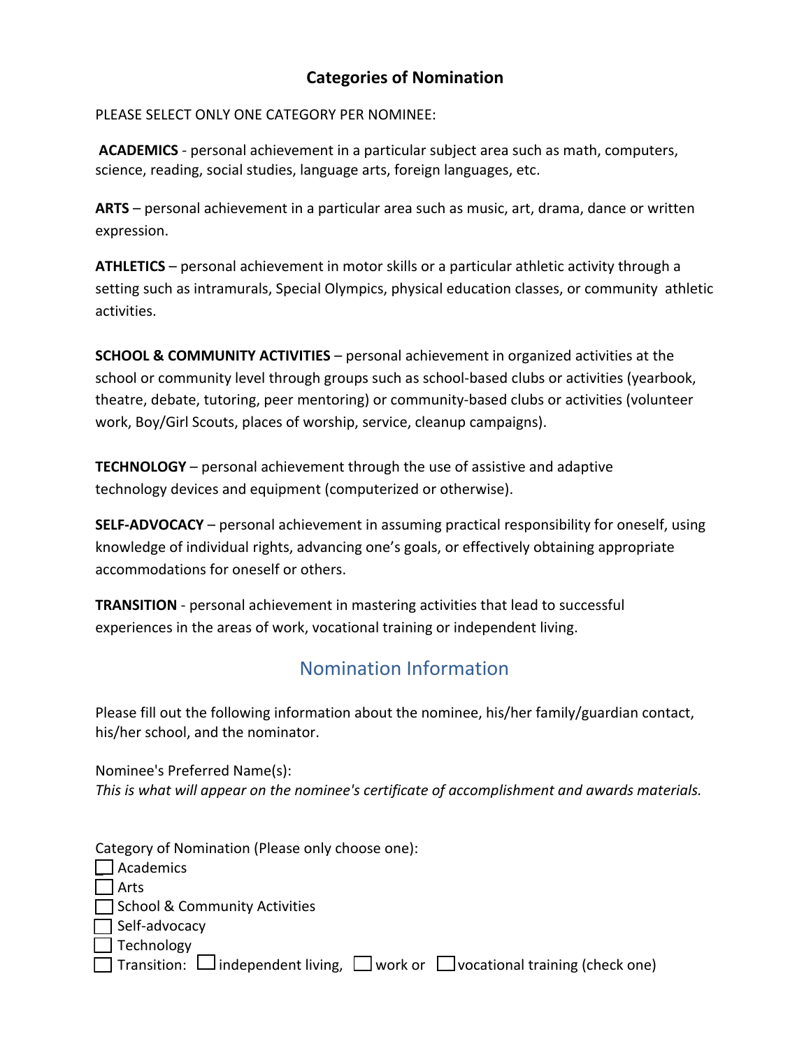## Categories of Nomination

PLEASE SELECT ONLY ONE CATEGORY PER NOMINEE:

**ACADEMICS** - personal achievement in a particular subject area such as math, computers, science, reading, social studies, language arts, foreign languages, etc.

**ARTS** – personal achievement in a particular area such as music, art, drama, dance or written expression.

**ATHLETICS** – personal achievement in motor skills or a particular athletic activity through a setting such as intramurals, Special Olympics, physical education classes, or community athletic activities.

**SCHOOL & COMMUNITY ACTIVITIES** – personal achievement in organized activities at the school or community level through groups such as school-based clubs or activities (yearbook, theatre, debate, tutoring, peer mentoring) or community-based clubs or activities (volunteer work, Boy/Girl Scouts, places of worship, service, cleanup campaigns).

**TECHNOLOGY** – personal achievement through the use of assistive and adaptive technology devices and equipment (computerized or otherwise).

**SELF-ADVOCACY** – personal achievement in assuming practical responsibility for oneself, using knowledge of individual rights, advancing one's goals, or effectively obtaining appropriate accommodations for oneself or others.

**TRANSITION** - personal achievement in mastering activities that lead to successful experiences in the areas of work, vocational training or independent living.

## Nomination Information

Please fill out the following information about the nominee, his/her family/guardian contact, his/her school, and the nominator.

Nominee's Preferred Name(s):
*This is what will appear on the nominee's certificate of accomplishment and awards materials.*

Category of Nomination (Please only choose one):

- ☐ Academics
- ☐ Arts
- ☐ School & Community Activities
- ☐ Self-advocacy
- ☐ Technology
- ☐ Transition: ☐ independent living, ☐ work or ☐ vocational training (check one)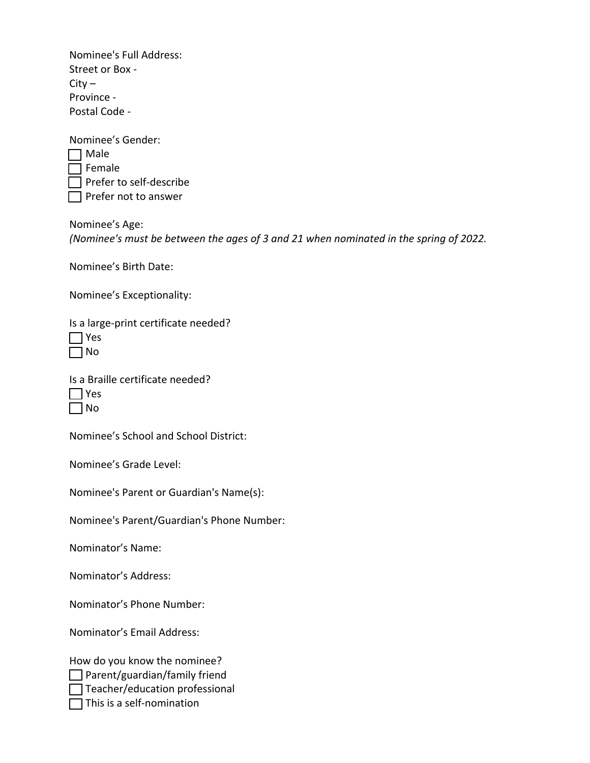Nominee's Full Address:
Street or Box -
City –
Province -
Postal Code -

Nominee's Gender:

- [ ] Male
- [ ] Female
- [ ] Prefer to self-describe
- [ ] Prefer not to answer

Nominee's Age:
*(Nominee's must be between the ages of 3 and 21 when nominated in the spring of 2022.*

Nominee's Birth Date:

Nominee's Exceptionality:

Is a large-print certificate needed?

- [ ] Yes
- [ ] No

Is a Braille certificate needed?

- [ ] Yes
- [ ] No

Nominee's School and School District:

Nominee's Grade Level:

Nominee's Parent or Guardian's Name(s):

Nominee's Parent/Guardian's Phone Number:

Nominator's Name:

Nominator's Address:

Nominator's Phone Number:

Nominator's Email Address:

How do you know the nominee?

- [ ] Parent/guardian/family friend
- [ ] Teacher/education professional
- [ ] This is a self-nomination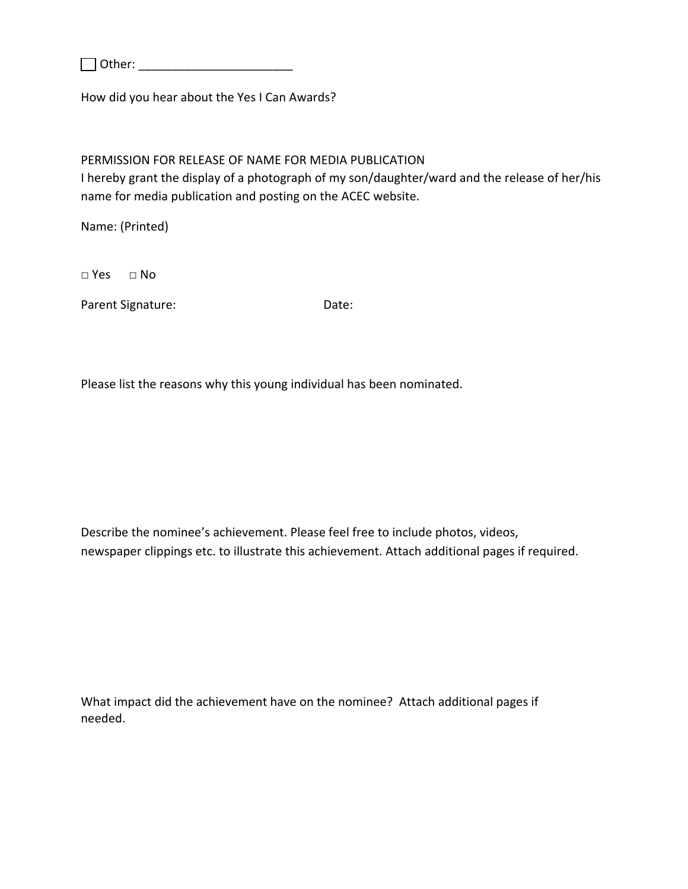☐ Other: _______________________

How did you hear about the Yes I Can Awards?

PERMISSION FOR RELEASE OF NAME FOR MEDIA PUBLICATION

I hereby grant the display of a photograph of my son/daughter/ward and the release of her/his name for media publication and posting on the ACEC website.

Name: (Printed)

□ Yes □ No

Parent Signature: Date:

Please list the reasons why this young individual has been nominated.

Describe the nominee's achievement. Please feel free to include photos, videos, newspaper clippings etc. to illustrate this achievement. Attach additional pages if required.

What impact did the achievement have on the nominee? Attach additional pages if needed.